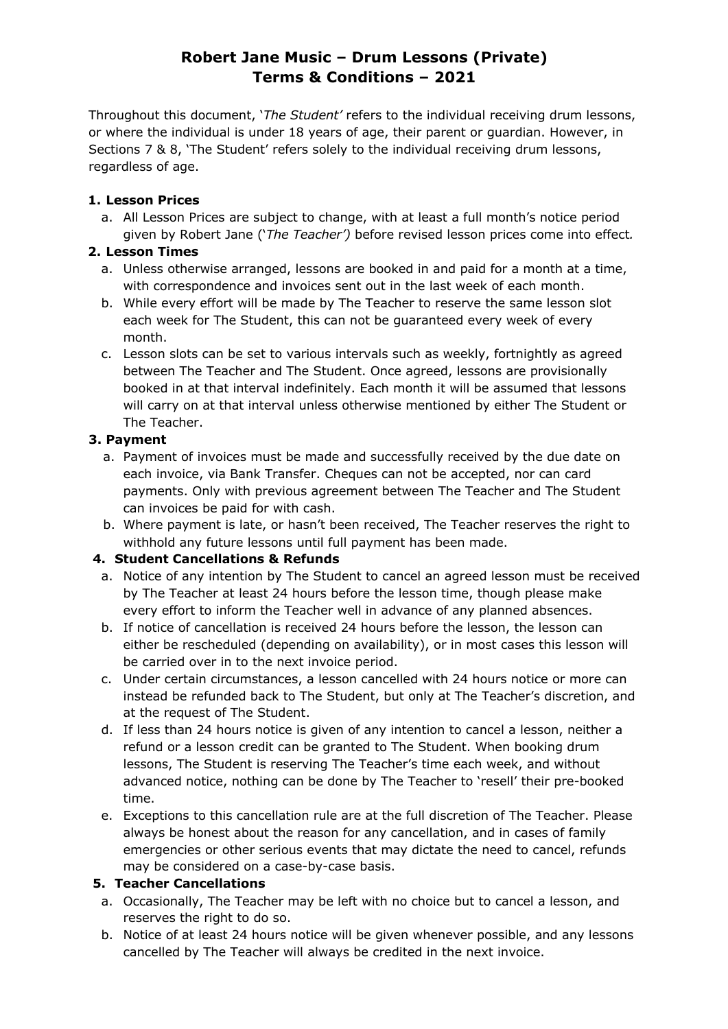# Robert Jane Music – Drum Lessons (Private)
# Terms & Conditions – 2021

Throughout this document, '*The Student'* refers to the individual receiving drum lessons, or where the individual is under 18 years of age, their parent or guardian. However, in Sections 7 & 8, 'The Student' refers solely to the individual receiving drum lessons, regardless of age.

**1. Lesson Prices**

a. All Lesson Prices are subject to change, with at least a full month's notice period given by Robert Jane ('*The Teacher')* before revised lesson prices come into effect*.*

**2. Lesson Times**

a. Unless otherwise arranged, lessons are booked in and paid for a month at a time, with correspondence and invoices sent out in the last week of each month.

b. While every effort will be made by The Teacher to reserve the same lesson slot each week for The Student, this can not be guaranteed every week of every month.

c. Lesson slots can be set to various intervals such as weekly, fortnightly as agreed between The Teacher and The Student. Once agreed, lessons are provisionally booked in at that interval indefinitely. Each month it will be assumed that lessons will carry on at that interval unless otherwise mentioned by either The Student or The Teacher.

**3. Payment**

a. Payment of invoices must be made and successfully received by the due date on each invoice, via Bank Transfer. Cheques can not be accepted, nor can card payments. Only with previous agreement between The Teacher and The Student can invoices be paid for with cash.

b. Where payment is late, or hasn't been received, The Teacher reserves the right to withhold any future lessons until full payment has been made.

**4. Student Cancellations & Refunds**

a. Notice of any intention by The Student to cancel an agreed lesson must be received by The Teacher at least 24 hours before the lesson time, though please make every effort to inform the Teacher well in advance of any planned absences.

b. If notice of cancellation is received 24 hours before the lesson, the lesson can either be rescheduled (depending on availability), or in most cases this lesson will be carried over in to the next invoice period.

c. Under certain circumstances, a lesson cancelled with 24 hours notice or more can instead be refunded back to The Student, but only at The Teacher's discretion, and at the request of The Student.

d. If less than 24 hours notice is given of any intention to cancel a lesson, neither a refund or a lesson credit can be granted to The Student. When booking drum lessons, The Student is reserving The Teacher's time each week, and without advanced notice, nothing can be done by The Teacher to 'resell' their pre-booked time.

e. Exceptions to this cancellation rule are at the full discretion of The Teacher. Please always be honest about the reason for any cancellation, and in cases of family emergencies or other serious events that may dictate the need to cancel, refunds may be considered on a case-by-case basis.

**5. Teacher Cancellations**

a. Occasionally, The Teacher may be left with no choice but to cancel a lesson, and reserves the right to do so.

b. Notice of at least 24 hours notice will be given whenever possible, and any lessons cancelled by The Teacher will always be credited in the next invoice.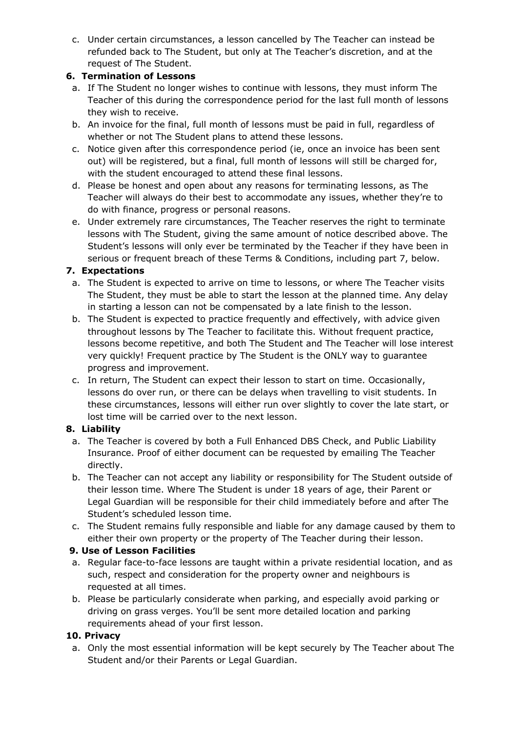c. Under certain circumstances, a lesson cancelled by The Teacher can instead be refunded back to The Student, but only at The Teacher's discretion, and at the request of The Student.

**6. Termination of Lessons**

a. If The Student no longer wishes to continue with lessons, they must inform The Teacher of this during the correspondence period for the last full month of lessons they wish to receive.

b. An invoice for the final, full month of lessons must be paid in full, regardless of whether or not The Student plans to attend these lessons.

c. Notice given after this correspondence period (ie, once an invoice has been sent out) will be registered, but a final, full month of lessons will still be charged for, with the student encouraged to attend these final lessons.

d. Please be honest and open about any reasons for terminating lessons, as The Teacher will always do their best to accommodate any issues, whether they're to do with finance, progress or personal reasons.

e. Under extremely rare circumstances, The Teacher reserves the right to terminate lessons with The Student, giving the same amount of notice described above. The Student's lessons will only ever be terminated by the Teacher if they have been in serious or frequent breach of these Terms & Conditions, including part 7, below.

**7. Expectations**

a. The Student is expected to arrive on time to lessons, or where The Teacher visits The Student, they must be able to start the lesson at the planned time. Any delay in starting a lesson can not be compensated by a late finish to the lesson.

b. The Student is expected to practice frequently and effectively, with advice given throughout lessons by The Teacher to facilitate this. Without frequent practice, lessons become repetitive, and both The Student and The Teacher will lose interest very quickly! Frequent practice by The Student is the ONLY way to guarantee progress and improvement.

c. In return, The Student can expect their lesson to start on time. Occasionally, lessons do over run, or there can be delays when travelling to visit students. In these circumstances, lessons will either run over slightly to cover the late start, or lost time will be carried over to the next lesson.

**8. Liability**

a. The Teacher is covered by both a Full Enhanced DBS Check, and Public Liability Insurance. Proof of either document can be requested by emailing The Teacher directly.

b. The Teacher can not accept any liability or responsibility for The Student outside of their lesson time. Where The Student is under 18 years of age, their Parent or Legal Guardian will be responsible for their child immediately before and after The Student's scheduled lesson time.

c. The Student remains fully responsible and liable for any damage caused by them to either their own property or the property of The Teacher during their lesson.

**9. Use of Lesson Facilities**

a. Regular face-to-face lessons are taught within a private residential location, and as such, respect and consideration for the property owner and neighbours is requested at all times.

b. Please be particularly considerate when parking, and especially avoid parking or driving on grass verges. You'll be sent more detailed location and parking requirements ahead of your first lesson.

**10. Privacy**

a. Only the most essential information will be kept securely by The Teacher about The Student and/or their Parents or Legal Guardian.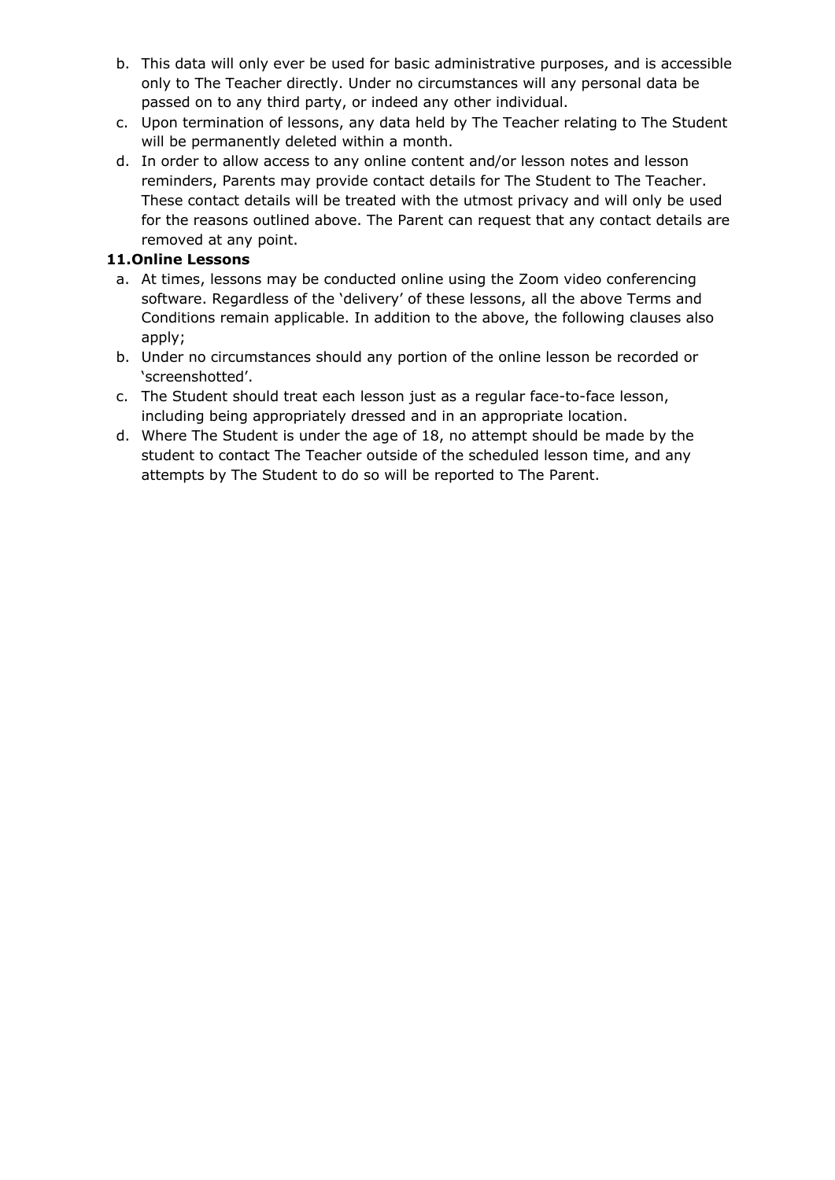b. This data will only ever be used for basic administrative purposes, and is accessible only to The Teacher directly. Under no circumstances will any personal data be passed on to any third party, or indeed any other individual.

c. Upon termination of lessons, any data held by The Teacher relating to The Student will be permanently deleted within a month.

d. In order to allow access to any online content and/or lesson notes and lesson reminders, Parents may provide contact details for The Student to The Teacher. These contact details will be treated with the utmost privacy and will only be used for the reasons outlined above. The Parent can request that any contact details are removed at any point.

**11. Online Lessons**

a. At times, lessons may be conducted online using the Zoom video conferencing software. Regardless of the 'delivery' of these lessons, all the above Terms and Conditions remain applicable. In addition to the above, the following clauses also apply;

b. Under no circumstances should any portion of the online lesson be recorded or 'screenshotted'.

c. The Student should treat each lesson just as a regular face-to-face lesson, including being appropriately dressed and in an appropriate location.

d. Where The Student is under the age of 18, no attempt should be made by the student to contact The Teacher outside of the scheduled lesson time, and any attempts by The Student to do so will be reported to The Parent.